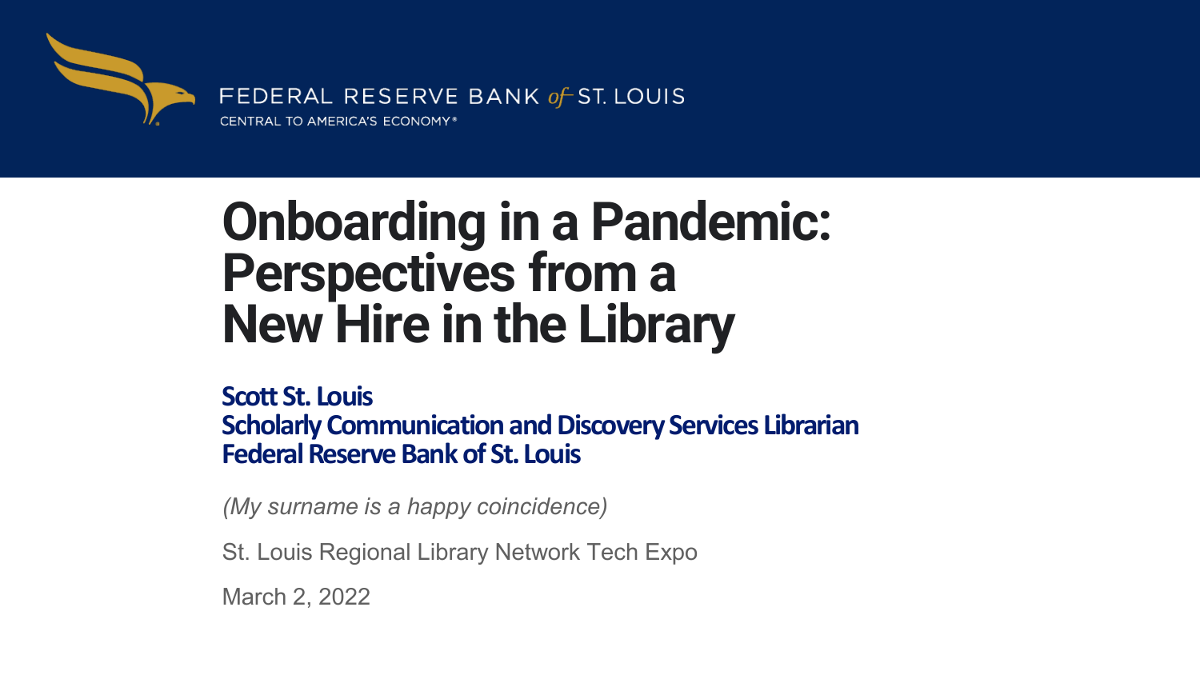FEDERAL RESERVE BANK *of* ST. LOUIS
CENTRAL TO AMERICA'S ECONOMY®

# Onboarding in a Pandemic: Perspectives from a New Hire in the Library

**Scott St. Louis**
**Scholarly Communication and Discovery Services Librarian**
**Federal Reserve Bank of St. Louis**

*(My surname is a happy coincidence)*

St. Louis Regional Library Network Tech Expo

March 2, 2022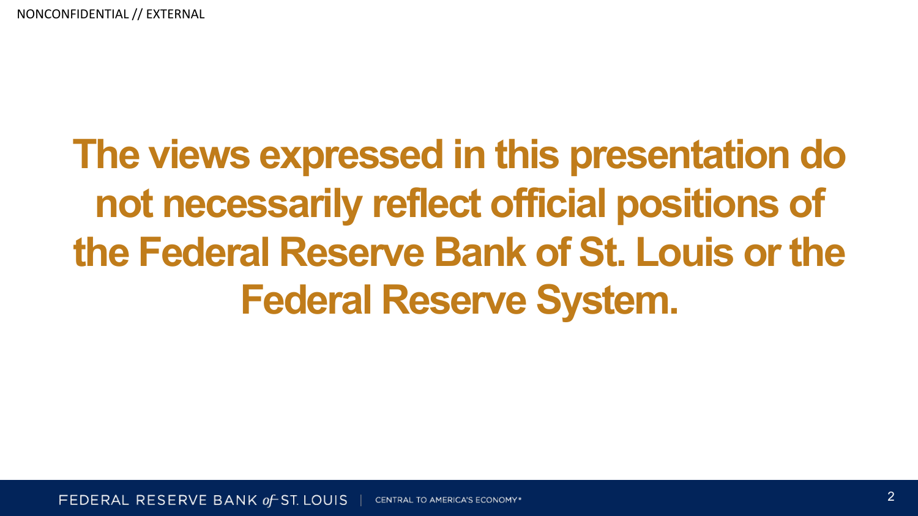NONCONFIDENTIAL // EXTERNAL

**The views expressed in this presentation do not necessarily reflect official positions of the Federal Reserve Bank of St. Louis or the Federal Reserve System.**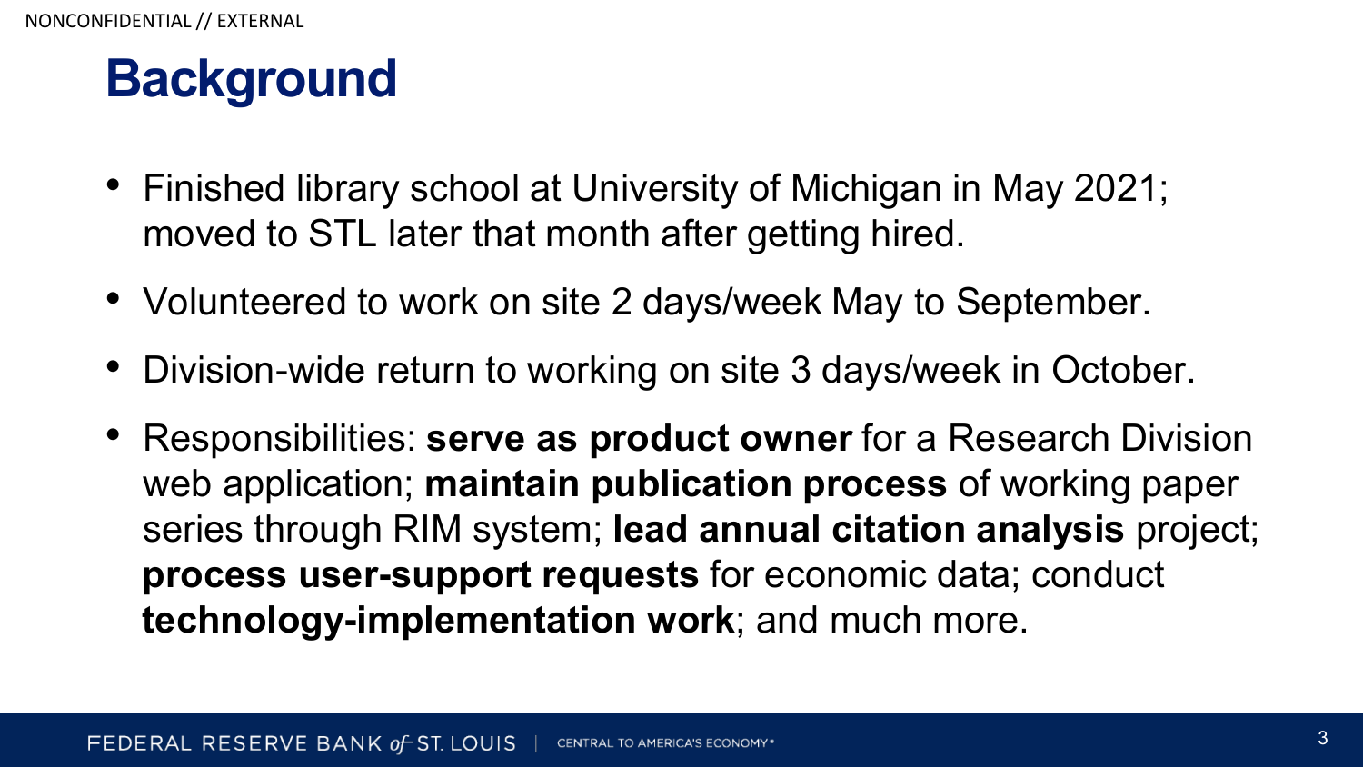# Background

- Finished library school at University of Michigan in May 2021; moved to STL later that month after getting hired.
- Volunteered to work on site 2 days/week May to September.
- Division-wide return to working on site 3 days/week in October.
- Responsibilities: **serve as product owner** for a Research Division web application; **maintain publication process** of working paper series through RIM system; **lead annual citation analysis** project; **process user-support requests** for economic data; conduct **technology-implementation work**; and much more.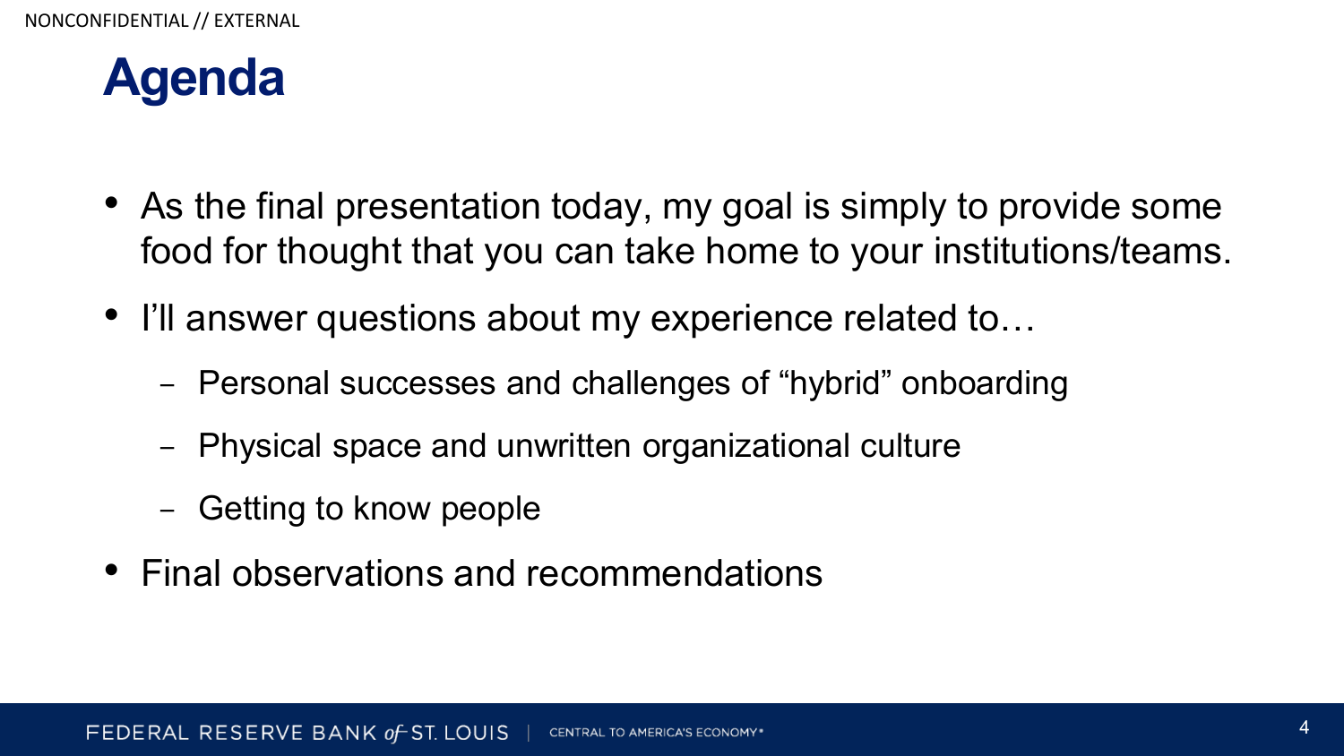# Agenda

- As the final presentation today, my goal is simply to provide some food for thought that you can take home to your institutions/teams.
- I'll answer questions about my experience related to…
  - Personal successes and challenges of "hybrid" onboarding
  - Physical space and unwritten organizational culture
  - Getting to know people
- Final observations and recommendations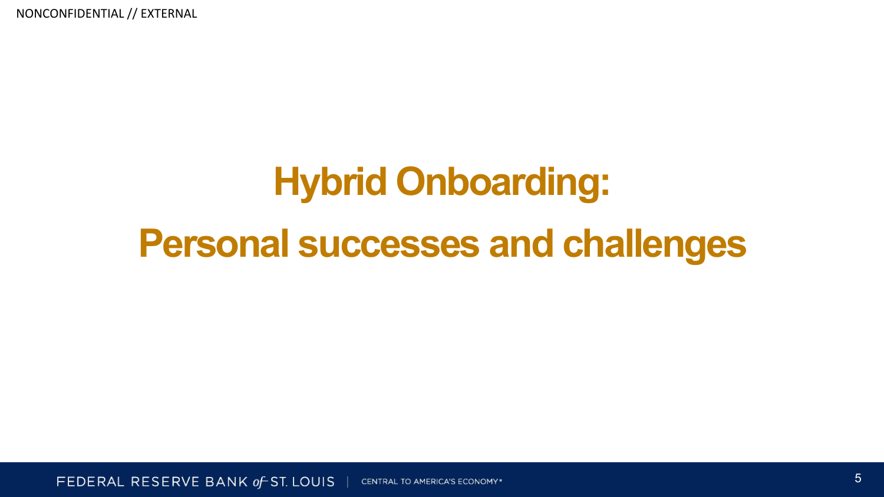# Hybrid Onboarding:

# Personal successes and challenges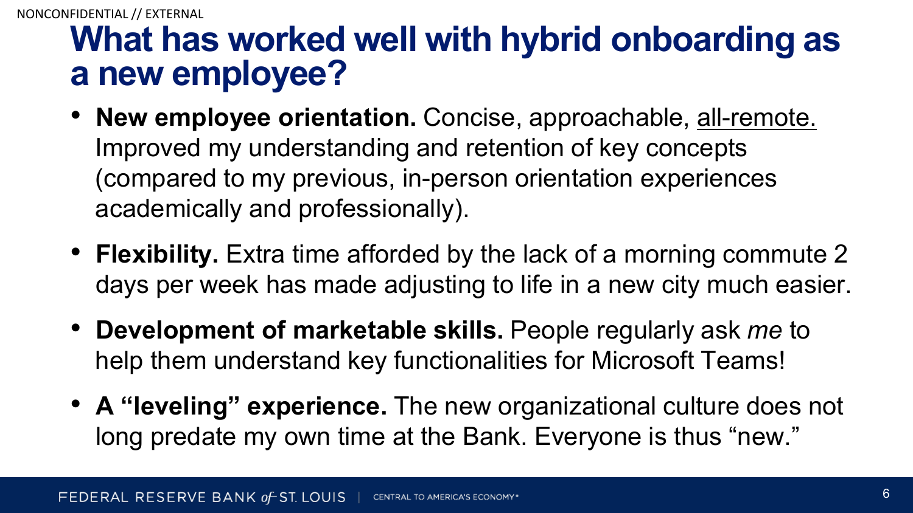# What has worked well with hybrid onboarding as a new employee?

- **New employee orientation.** Concise, approachable, <u>all-remote.</u> Improved my understanding and retention of key concepts (compared to my previous, in-person orientation experiences academically and professionally).
- **Flexibility.** Extra time afforded by the lack of a morning commute 2 days per week has made adjusting to life in a new city much easier.
- **Development of marketable skills.** People regularly ask *me* to help them understand key functionalities for Microsoft Teams!
- **A "leveling" experience.** The new organizational culture does not long predate my own time at the Bank. Everyone is thus "new."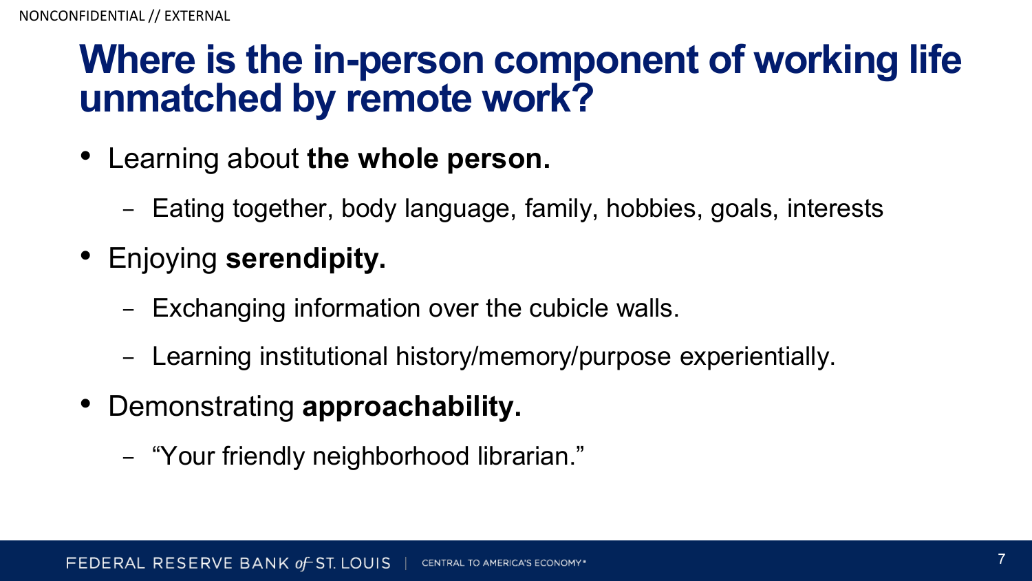# Where is the in-person component of working life unmatched by remote work?

- Learning about **the whole person.**
  - Eating together, body language, family, hobbies, goals, interests
- Enjoying **serendipity.**
  - Exchanging information over the cubicle walls.
  - Learning institutional history/memory/purpose experientially.
- Demonstrating **approachability.**
  - "Your friendly neighborhood librarian."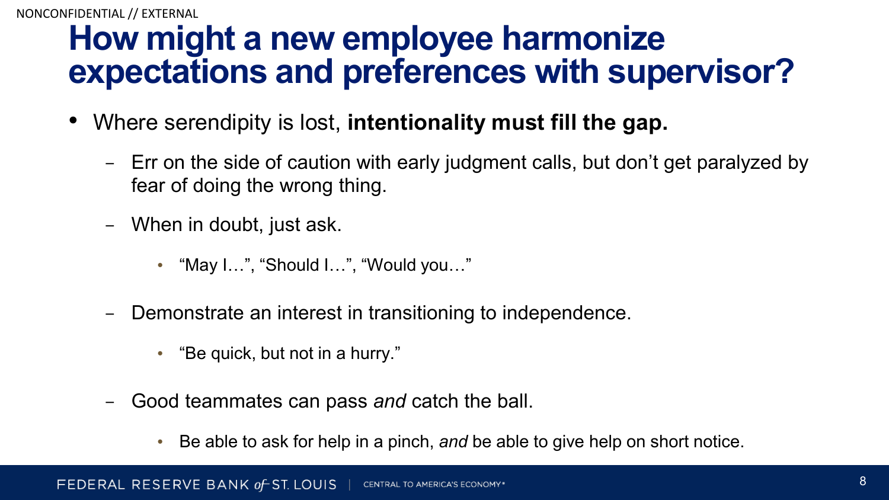# How might a new employee harmonize expectations and preferences with supervisor?

- Where serendipity is lost, **intentionality must fill the gap.**
  - Err on the side of caution with early judgment calls, but don't get paralyzed by fear of doing the wrong thing.
  - When in doubt, just ask.
    - "May I…", "Should I…", "Would you…"
  - Demonstrate an interest in transitioning to independence.
    - "Be quick, but not in a hurry."
  - Good teammates can pass *and* catch the ball.
    - Be able to ask for help in a pinch, *and* be able to give help on short notice.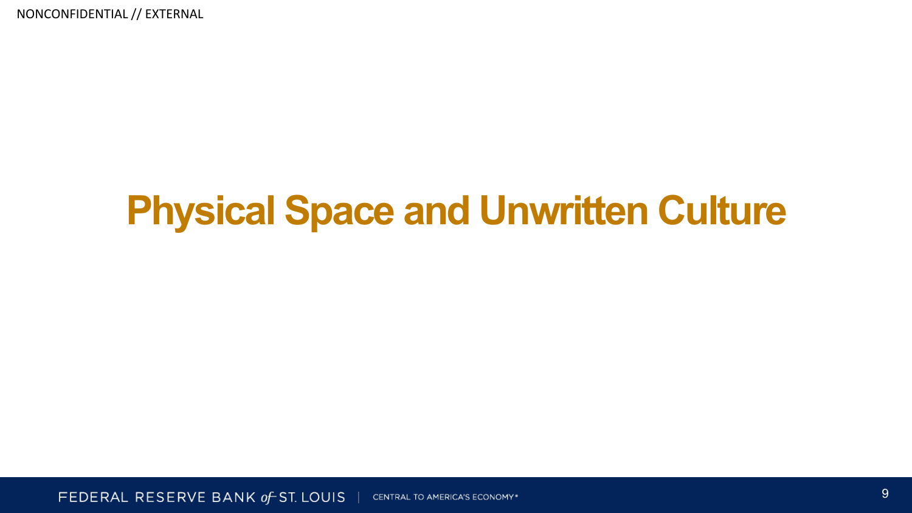# Physical Space and Unwritten Culture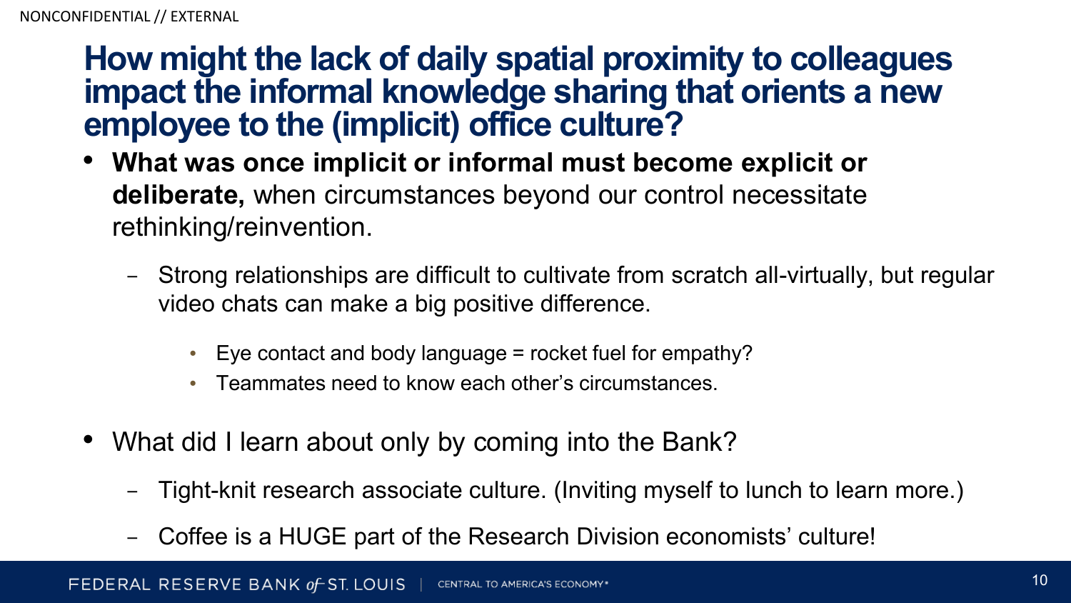# How might the lack of daily spatial proximity to colleagues impact the informal knowledge sharing that orients a new employee to the (implicit) office culture?

- **What was once implicit or informal must become explicit or deliberate,** when circumstances beyond our control necessitate rethinking/reinvention.
  - Strong relationships are difficult to cultivate from scratch all-virtually, but regular video chats can make a big positive difference.
    - Eye contact and body language = rocket fuel for empathy?
    - Teammates need to know each other's circumstances.
- What did I learn about only by coming into the Bank?
  - Tight-knit research associate culture. (Inviting myself to lunch to learn more.)
  - Coffee is a HUGE part of the Research Division economists' culture!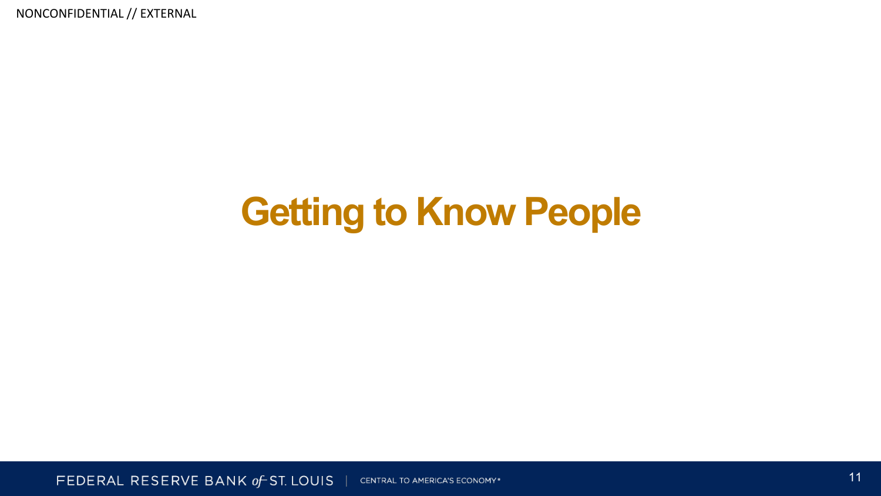# Getting to Know People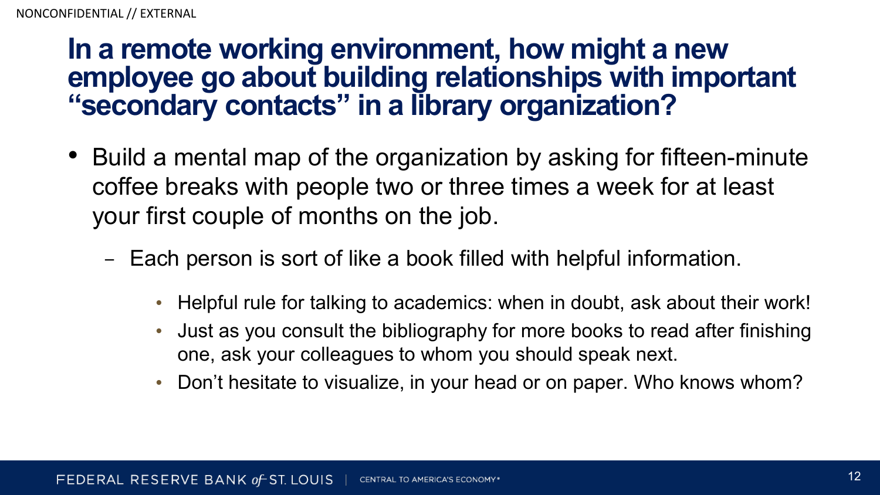## In a remote working environment, how might a new employee go about building relationships with important "secondary contacts" in a library organization?

- Build a mental map of the organization by asking for fifteen-minute coffee breaks with people two or three times a week for at least your first couple of months on the job.
  - Each person is sort of like a book filled with helpful information.
    - Helpful rule for talking to academics: when in doubt, ask about their work!
    - Just as you consult the bibliography for more books to read after finishing one, ask your colleagues to whom you should speak next.
    - Don't hesitate to visualize, in your head or on paper. Who knows whom?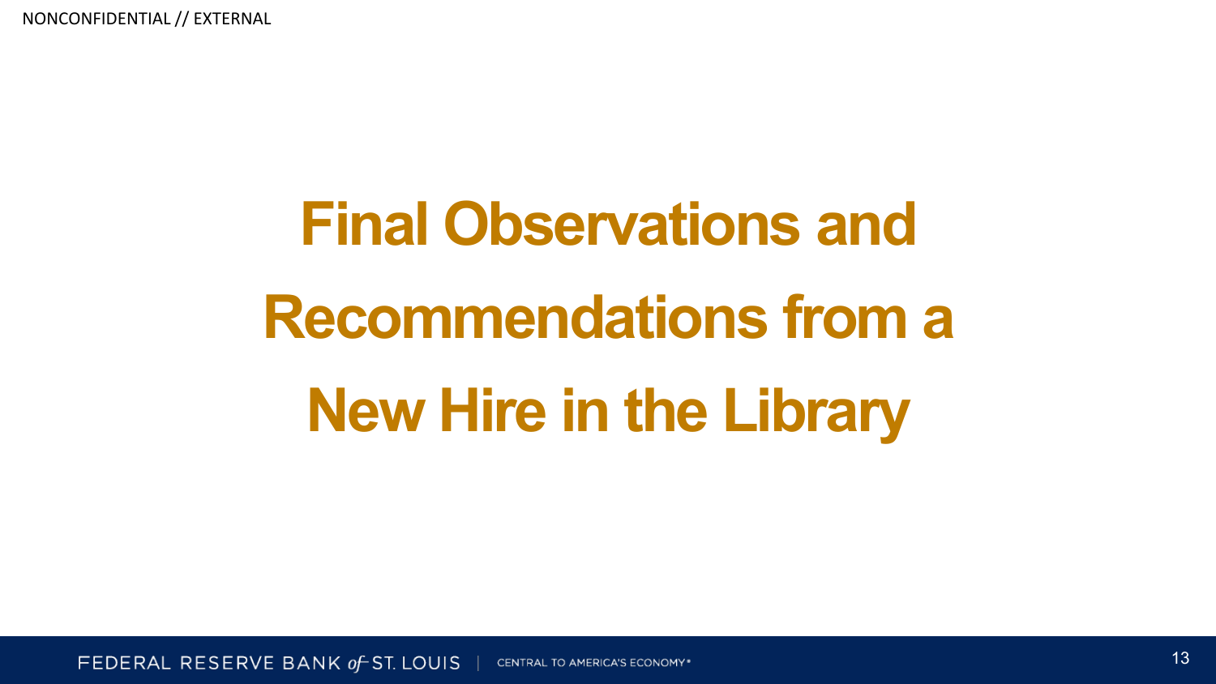# Final Observations and Recommendations from a New Hire in the Library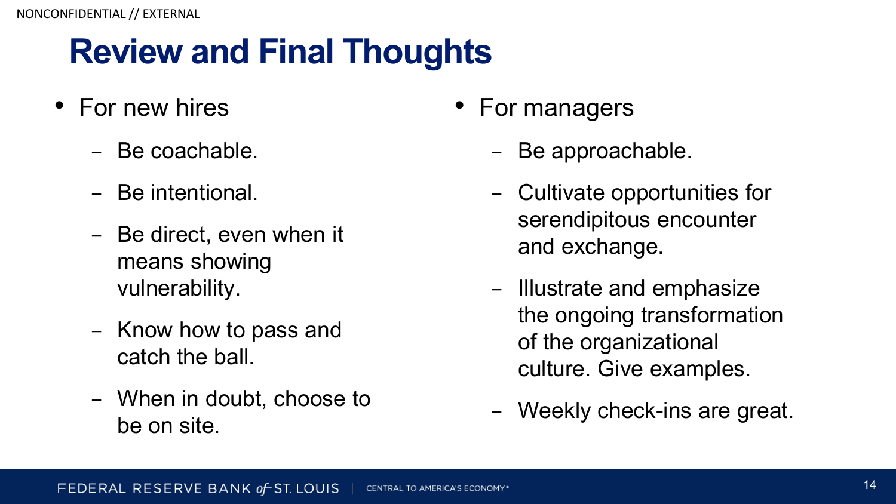# Review and Final Thoughts

- For new hires
  - Be coachable.
  - Be intentional.
  - Be direct, even when it means showing vulnerability.
  - Know how to pass and catch the ball.
  - When in doubt, choose to be on site.

- For managers
  - Be approachable.
  - Cultivate opportunities for serendipitous encounter and exchange.
  - Illustrate and emphasize the ongoing transformation of the organizational culture. Give examples.
  - Weekly check-ins are great.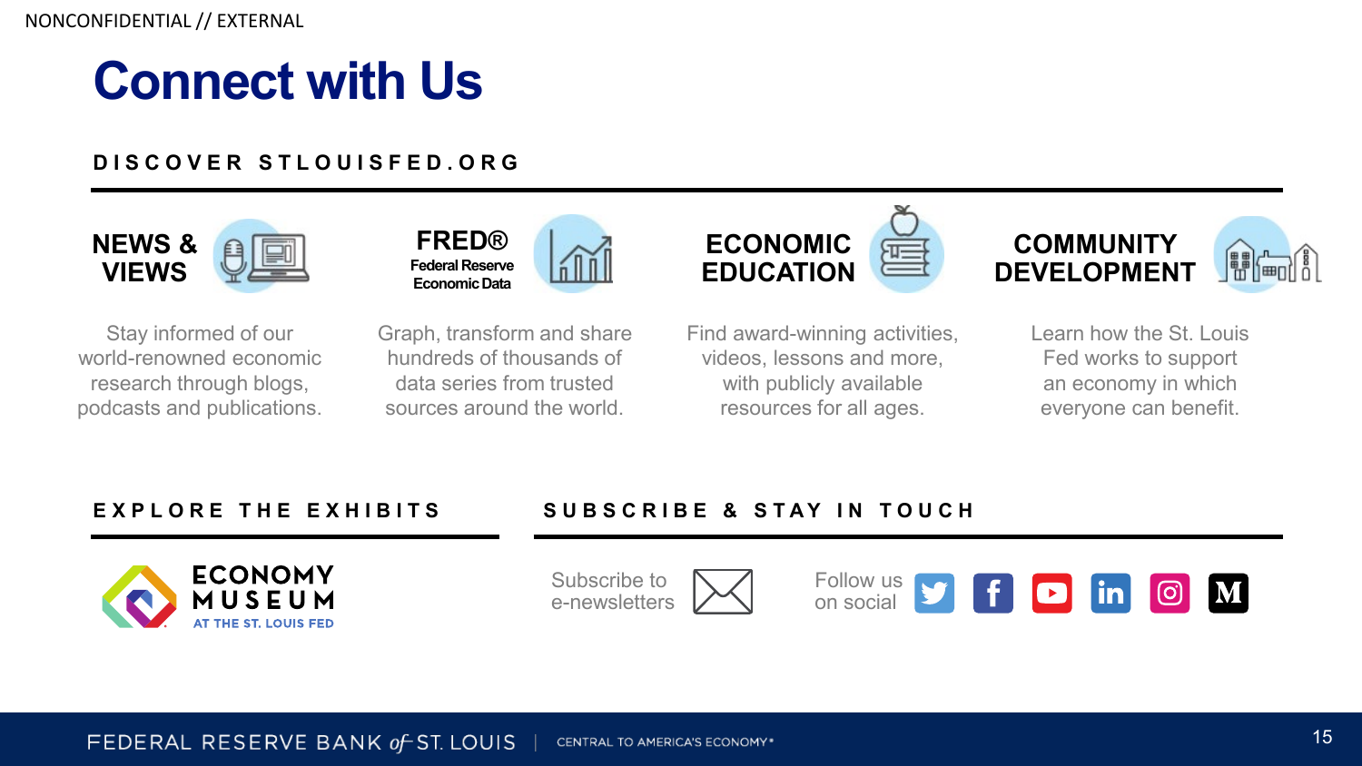NONCONFIDENTIAL // EXTERNAL

# Connect with Us

## DISCOVER STLOUISFED.ORG

### NEWS & VIEWS

Stay informed of our world-renowned economic research through blogs, podcasts and publications.

### FRED® Federal Reserve Economic Data

Graph, transform and share hundreds of thousands of data series from trusted sources around the world.

### ECONOMIC EDUCATION

Find award-winning activities, videos, lessons and more, with publicly available resources for all ages.

### COMMUNITY DEVELOPMENT

Learn how the St. Louis Fed works to support an economy in which everyone can benefit.

## EXPLORE THE EXHIBITS

ECONOMY MUSEUM AT THE ST. LOUIS FED

## SUBSCRIBE & STAY IN TOUCH

Subscribe to e-newsletters

Follow us on social

FEDERAL RESERVE BANK of ST. LOUIS | CENTRAL TO AMERICA'S ECONOMY®